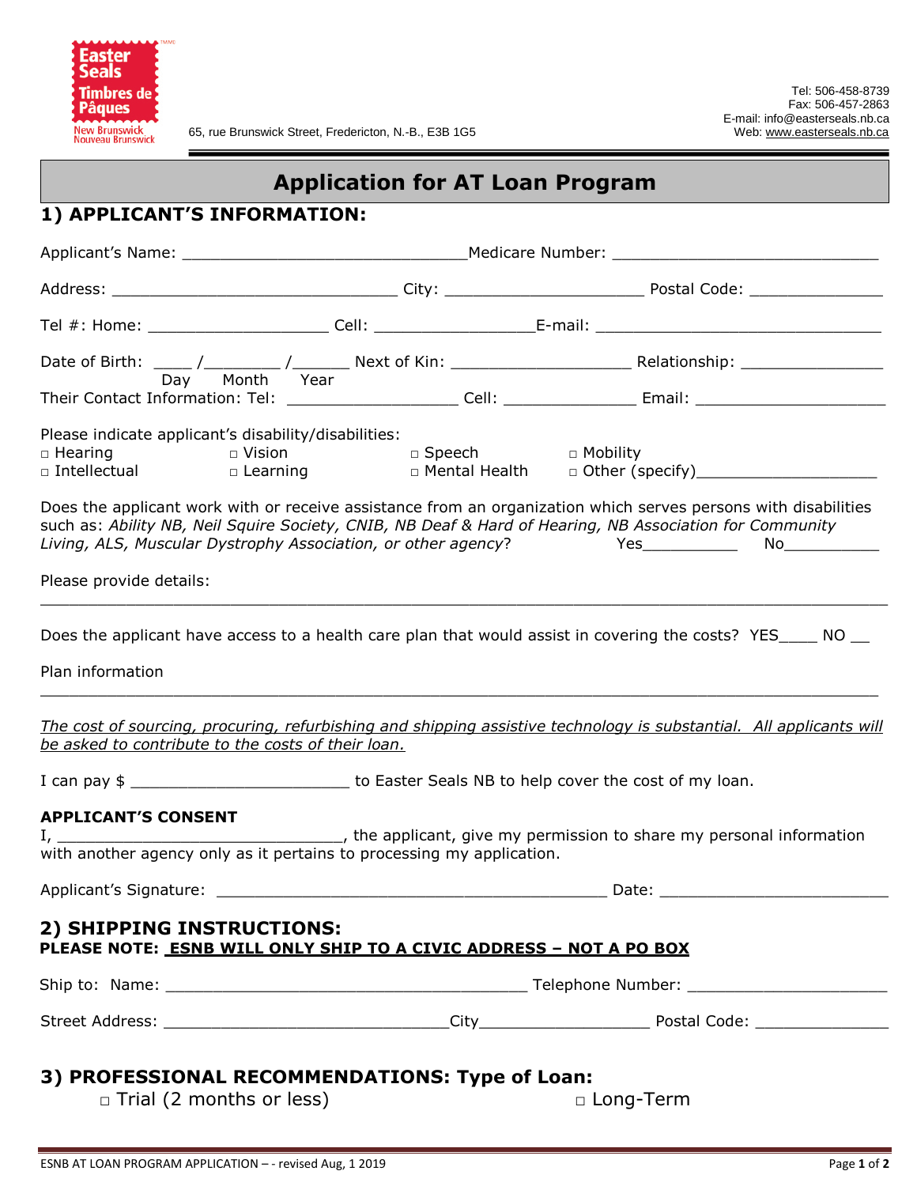Easter Seals Timbres de Pâques New Brunswick Nouveau Brunswick

65, rue Brunswick Street, Fredericton, N.-B., E3B 1G5

Tel: 506-458-8739
Fax: 506-457-2863
E-mail: info@easterseals.nb.ca
Web: www.easterseals.nb.ca

# Application for AT Loan Program

## 1) APPLICANT'S INFORMATION:

Applicant's Name: ______________________________Medicare Number: ____________________________

Address: ______________________________ City: _____________________ Postal Code: ______________

Tel #: Home: ___________________ Cell: ________________E-mail: ______________________________

Date of Birth: ____ /________ /______ Next of Kin: ___________________ Relationship: _______________
Day Month Year

Their Contact Information: Tel: __________________ Cell: ______________ Email: ____________________

Please indicate applicant's disability/disabilities:

□ Hearing □ Vision □ Speech □ Mobility
□ Intellectual □ Learning □ Mental Health □ Other (specify)____________________

Does the applicant work with or receive assistance from an organization which serves persons with disabilities such as: *Ability NB, Neil Squire Society, CNIB, NB Deaf & Hard of Hearing, NB Association for Community Living, ALS, Muscular Dystrophy Association, or other agency*? Yes__________ No__________

Please provide details:
______________________________________________________________________________

Does the applicant have access to a health care plan that would assist in covering the costs? YES____ NO __

Plan information
______________________________________________________________________________

*The cost of sourcing, procuring, refurbishing and shipping assistive technology is substantial. All applicants will be asked to contribute to the costs of their loan.*

I can pay $ _______________________ to Easter Seals NB to help cover the cost of my loan.

**APPLICANT'S CONSENT**

I, ______________________________, the applicant, give my permission to share my personal information with another agency only as it pertains to processing my application.

Applicant's Signature: __________________________________________ Date: _________________________

## 2) SHIPPING INSTRUCTIONS:

**PLEASE NOTE: ESNB WILL ONLY SHIP TO A CIVIC ADDRESS – NOT A PO BOX**

Ship to: Name: _______________________________________ Telephone Number: _____________________

Street Address: ______________________________City__________________ Postal Code: ______________

## 3) PROFESSIONAL RECOMMENDATIONS: Type of Loan:

□ Trial (2 months or less) □ Long-Term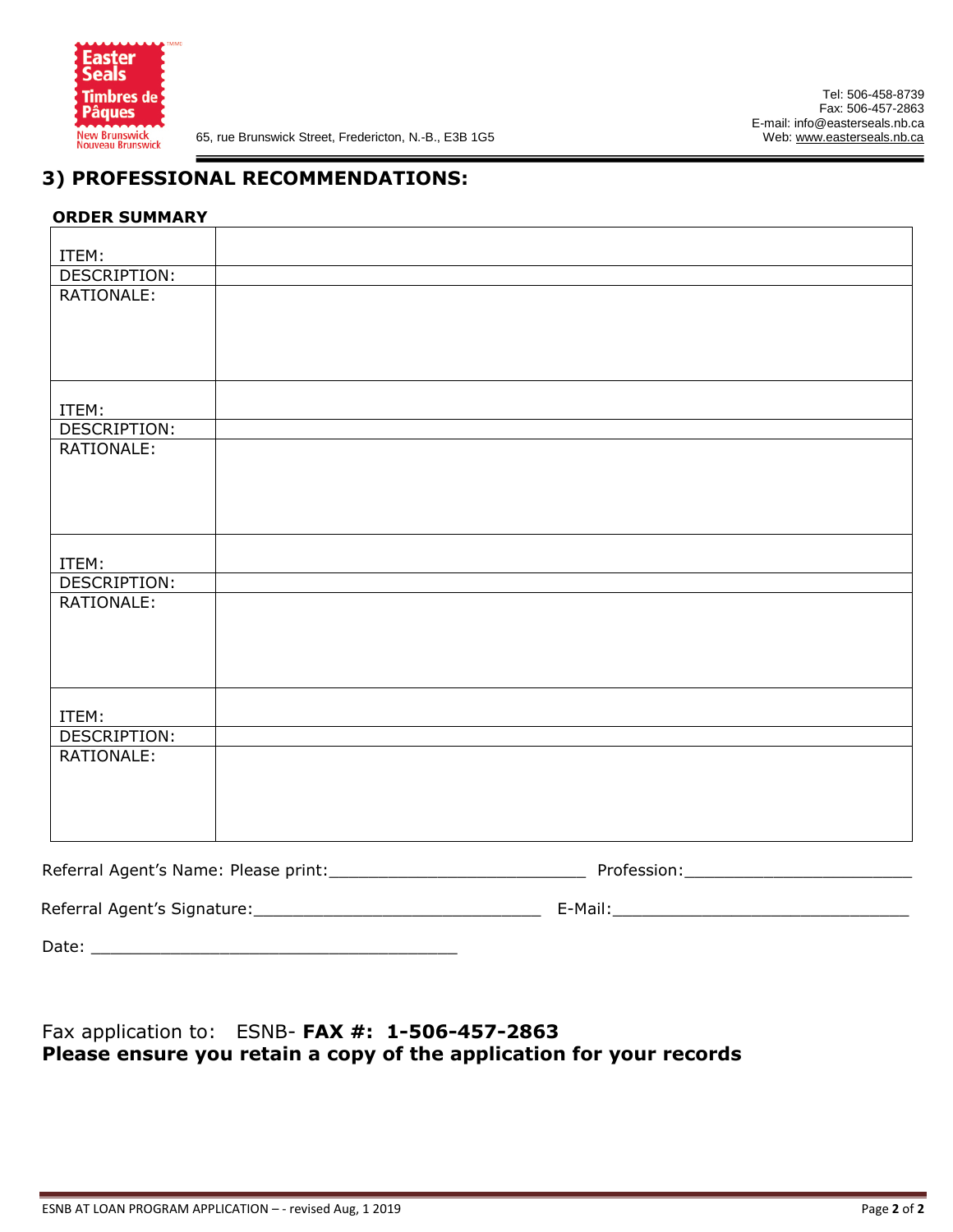65, rue Brunswick Street, Fredericton, N.-B., E3B 1G5

Tel: 506-458-8739
Fax: 506-457-2863
E-mail: info@easterseals.nb.ca
Web: www.easterseals.nb.ca

## 3) PROFESSIONAL RECOMMENDATIONS:

**ORDER SUMMARY**

| | |
|---|---|
| ITEM: | |
| DESCRIPTION: | |
| RATIONALE: | |
| ITEM: | |
| DESCRIPTION: | |
| RATIONALE: | |
| ITEM: | |
| DESCRIPTION: | |
| RATIONALE: | |
| ITEM: | |
| DESCRIPTION: | |
| RATIONALE: | |

Referral Agent's Name: Please print:___________________________ Profession:________________________

Referral Agent's Signature:______________________________ E-Mail:_______________________________

Date: ______________________________________

Fax application to: ESNB- **FAX #: 1-506-457-2863**
**Please ensure you retain a copy of the application for your records**